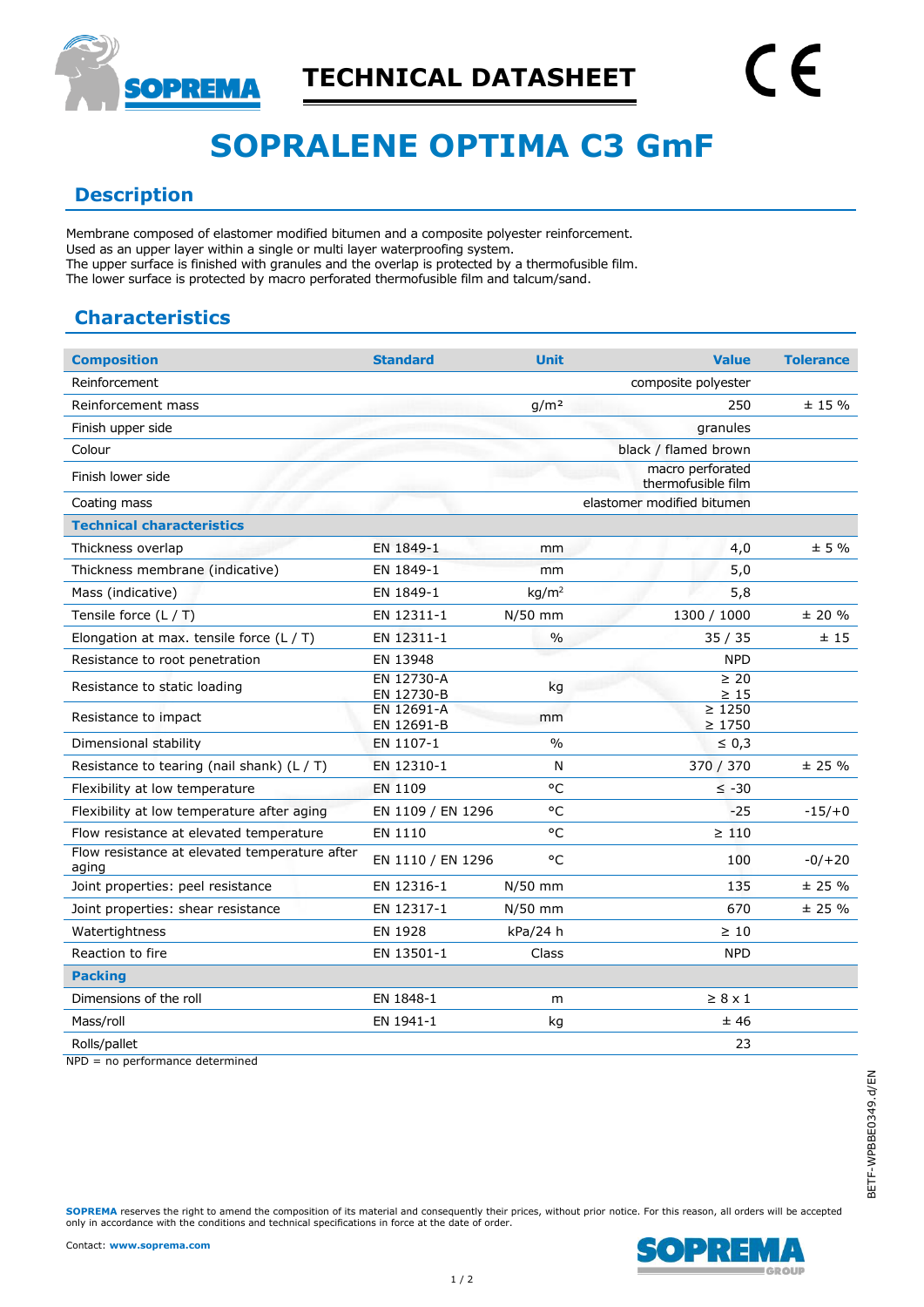TECHNICAL DATASHEET

# SOPRALENE OPTIMA C3 GmF

## Description

Membrane composed of elastomer modified bitumen and a composite polyester reinforcement.
Used as an upper layer within a single or multi layer waterproofing system.
The upper surface is finished with granules and the overlap is protected by a thermofusible film.
The lower surface is protected by macro perforated thermofusible film and talcum/sand.

## Characteristics

| Composition | Standard | Unit | Value | Tolerance |
|---|---|---|---|---|
| Reinforcement | | | composite polyester | |
| Reinforcement mass | | g/m² | 250 | ± 15 % |
| Finish upper side | | | granules | |
| Colour | | | black / flamed brown | |
| Finish lower side | | | macro perforated thermofusible film | |
| Coating mass | | | elastomer modified bitumen | |
| **Technical characteristics** | | | | |
| Thickness overlap | EN 1849-1 | mm | 4,0 | ± 5 % |
| Thickness membrane (indicative) | EN 1849-1 | mm | 5,0 | |
| Mass (indicative) | EN 1849-1 | kg/m² | 5,8 | |
| Tensile force (L / T) | EN 12311-1 | N/50 mm | 1300 / 1000 | ± 20 % |
| Elongation at max. tensile force (L / T) | EN 12311-1 | % | 35 / 35 | ± 15 |
| Resistance to root penetration | EN 13948 | | NPD | |
| Resistance to static loading | EN 12730-A<br>EN 12730-B | kg | ≥ 20<br>≥ 15 | |
| Resistance to impact | EN 12691-A<br>EN 12691-B | mm | ≥ 1250<br>≥ 1750 | |
| Dimensional stability | EN 1107-1 | % | ≤ 0,3 | |
| Resistance to tearing (nail shank) (L / T) | EN 12310-1 | N | 370 / 370 | ± 25 % |
| Flexibility at low temperature | EN 1109 | °C | ≤ -30 | |
| Flexibility at low temperature after aging | EN 1109 / EN 1296 | °C | -25 | -15/+0 |
| Flow resistance at elevated temperature | EN 1110 | °C | ≥ 110 | |
| Flow resistance at elevated temperature after aging | EN 1110 / EN 1296 | °C | 100 | -0/+20 |
| Joint properties: peel resistance | EN 12316-1 | N/50 mm | 135 | ± 25 % |
| Joint properties: shear resistance | EN 12317-1 | N/50 mm | 670 | ± 25 % |
| Watertightness | EN 1928 | kPa/24 h | ≥ 10 | |
| Reaction to fire | EN 13501-1 | Class | NPD | |
| **Packing** | | | | |
| Dimensions of the roll | EN 1848-1 | m | ≥ 8 x 1 | |
| Mass/roll | EN 1941-1 | kg | ± 46 | |
| Rolls/pallet | | | 23 | |

NPD = no performance determined

BETF-WPBBE0349.d/EN

**SOPREMA** reserves the right to amend the composition of its material and consequently their prices, without prior notice. For this reason, all orders will be accepted only in accordance with the conditions and technical specifications in force at the date of order.

Contact: **www.soprema.com**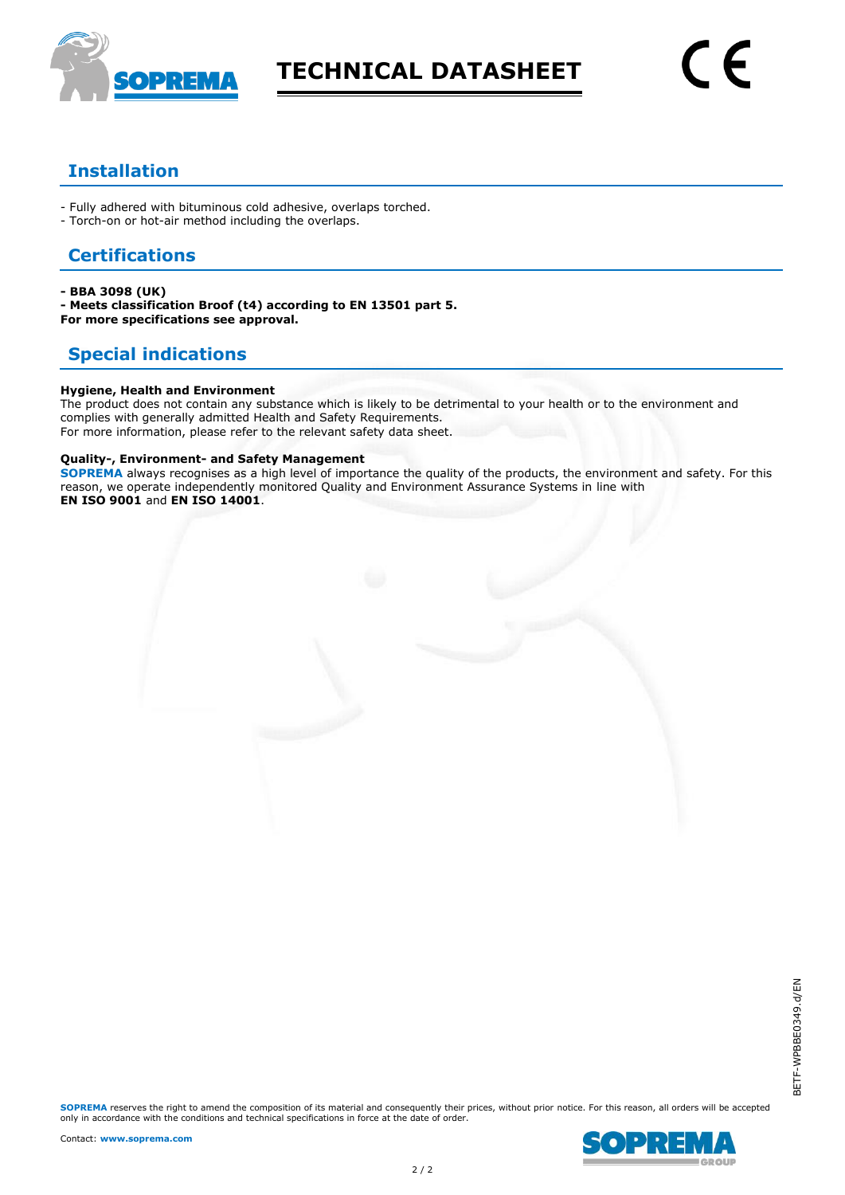## Installation

- Fully adhered with bituminous cold adhesive, overlaps torched.
- Torch-on or hot-air method including the overlaps.

## Certifications

**- BBA 3098 (UK)**
**- Meets classification Broof (t4) according to EN 13501 part 5.**
**For more specifications see approval.**

## Special indications

**Hygiene, Health and Environment**
The product does not contain any substance which is likely to be detrimental to your health or to the environment and complies with generally admitted Health and Safety Requirements.
For more information, please refer to the relevant safety data sheet.

**Quality-, Environment- and Safety Management**
**SOPREMA** always recognises as a high level of importance the quality of the products, the environment and safety. For this reason, we operate independently monitored Quality and Environment Assurance Systems in line with **EN ISO 9001** and **EN ISO 14001**.

BETF-WPBBE0349.d/EN

**SOPREMA** reserves the right to amend the composition of its material and consequently their prices, without prior notice. For this reason, all orders will be accepted only in accordance with the conditions and technical specifications in force at the date of order.

Contact: **www.soprema.com**